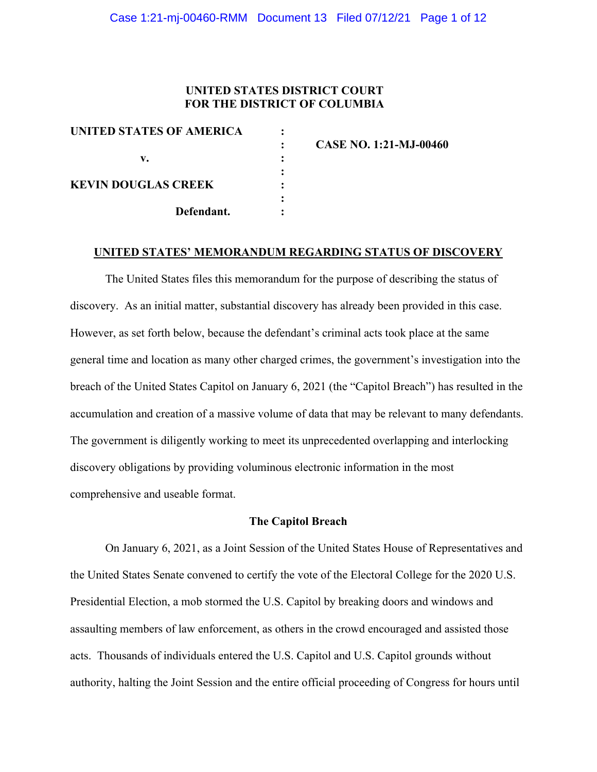**UNITED STATES DISTRICT COURT**
**FOR THE DISTRICT OF COLUMBIA**

| | | |
|---|---|---|
| **UNITED STATES OF AMERICA** | : | |
| | : | **CASE NO. 1:21-MJ-00460** |
| **v.** | : | |
| | : | |
| **KEVIN DOUGLAS CREEK** | : | |
| | : | |
| **Defendant.** | : | |

**UNITED STATES' MEMORANDUM REGARDING STATUS OF DISCOVERY**

The United States files this memorandum for the purpose of describing the status of discovery. As an initial matter, substantial discovery has already been provided in this case. However, as set forth below, because the defendant's criminal acts took place at the same general time and location as many other charged crimes, the government's investigation into the breach of the United States Capitol on January 6, 2021 (the "Capitol Breach") has resulted in the accumulation and creation of a massive volume of data that may be relevant to many defendants. The government is diligently working to meet its unprecedented overlapping and interlocking discovery obligations by providing voluminous electronic information in the most comprehensive and useable format.

**The Capitol Breach**

On January 6, 2021, as a Joint Session of the United States House of Representatives and the United States Senate convened to certify the vote of the Electoral College for the 2020 U.S. Presidential Election, a mob stormed the U.S. Capitol by breaking doors and windows and assaulting members of law enforcement, as others in the crowd encouraged and assisted those acts. Thousands of individuals entered the U.S. Capitol and U.S. Capitol grounds without authority, halting the Joint Session and the entire official proceeding of Congress for hours until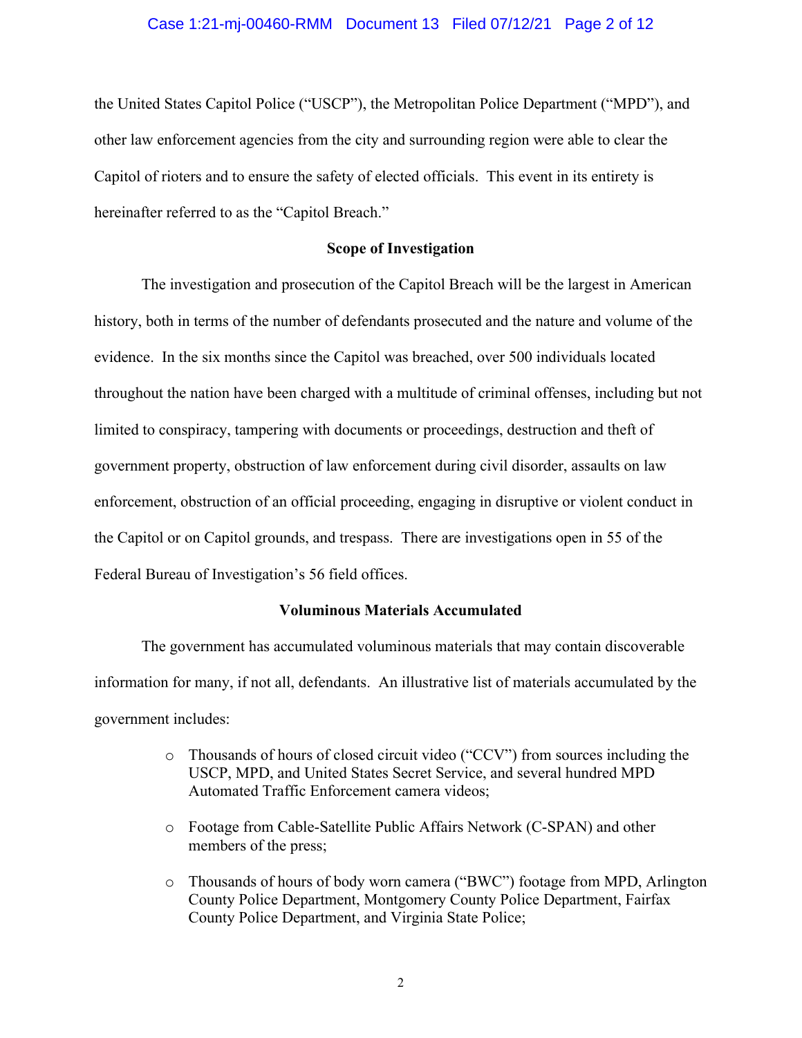the United States Capitol Police ("USCP"), the Metropolitan Police Department ("MPD"), and other law enforcement agencies from the city and surrounding region were able to clear the Capitol of rioters and to ensure the safety of elected officials. This event in its entirety is hereinafter referred to as the "Capitol Breach."

**Scope of Investigation**

The investigation and prosecution of the Capitol Breach will be the largest in American history, both in terms of the number of defendants prosecuted and the nature and volume of the evidence. In the six months since the Capitol was breached, over 500 individuals located throughout the nation have been charged with a multitude of criminal offenses, including but not limited to conspiracy, tampering with documents or proceedings, destruction and theft of government property, obstruction of law enforcement during civil disorder, assaults on law enforcement, obstruction of an official proceeding, engaging in disruptive or violent conduct in the Capitol or on Capitol grounds, and trespass. There are investigations open in 55 of the Federal Bureau of Investigation's 56 field offices.

**Voluminous Materials Accumulated**

The government has accumulated voluminous materials that may contain discoverable information for many, if not all, defendants. An illustrative list of materials accumulated by the government includes:

- Thousands of hours of closed circuit video ("CCV") from sources including the USCP, MPD, and United States Secret Service, and several hundred MPD Automated Traffic Enforcement camera videos;
- Footage from Cable-Satellite Public Affairs Network (C-SPAN) and other members of the press;
- Thousands of hours of body worn camera ("BWC") footage from MPD, Arlington County Police Department, Montgomery County Police Department, Fairfax County Police Department, and Virginia State Police;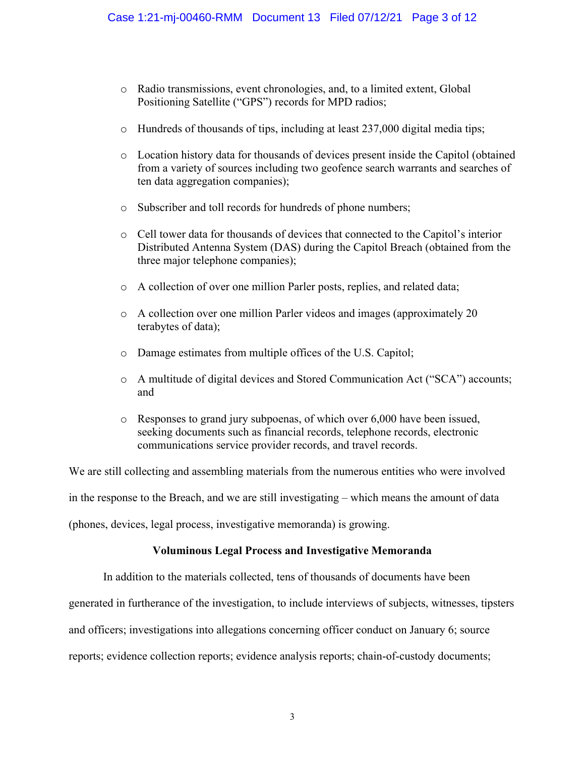- Radio transmissions, event chronologies, and, to a limited extent, Global Positioning Satellite ("GPS") records for MPD radios;
- Hundreds of thousands of tips, including at least 237,000 digital media tips;
- Location history data for thousands of devices present inside the Capitol (obtained from a variety of sources including two geofence search warrants and searches of ten data aggregation companies);
- Subscriber and toll records for hundreds of phone numbers;
- Cell tower data for thousands of devices that connected to the Capitol's interior Distributed Antenna System (DAS) during the Capitol Breach (obtained from the three major telephone companies);
- A collection of over one million Parler posts, replies, and related data;
- A collection over one million Parler videos and images (approximately 20 terabytes of data);
- Damage estimates from multiple offices of the U.S. Capitol;
- A multitude of digital devices and Stored Communication Act ("SCA") accounts; and
- Responses to grand jury subpoenas, of which over 6,000 have been issued, seeking documents such as financial records, telephone records, electronic communications service provider records, and travel records.

We are still collecting and assembling materials from the numerous entities who were involved in the response to the Breach, and we are still investigating – which means the amount of data (phones, devices, legal process, investigative memoranda) is growing.

**Voluminous Legal Process and Investigative Memoranda**

In addition to the materials collected, tens of thousands of documents have been generated in furtherance of the investigation, to include interviews of subjects, witnesses, tipsters and officers; investigations into allegations concerning officer conduct on January 6; source reports; evidence collection reports; evidence analysis reports; chain-of-custody documents;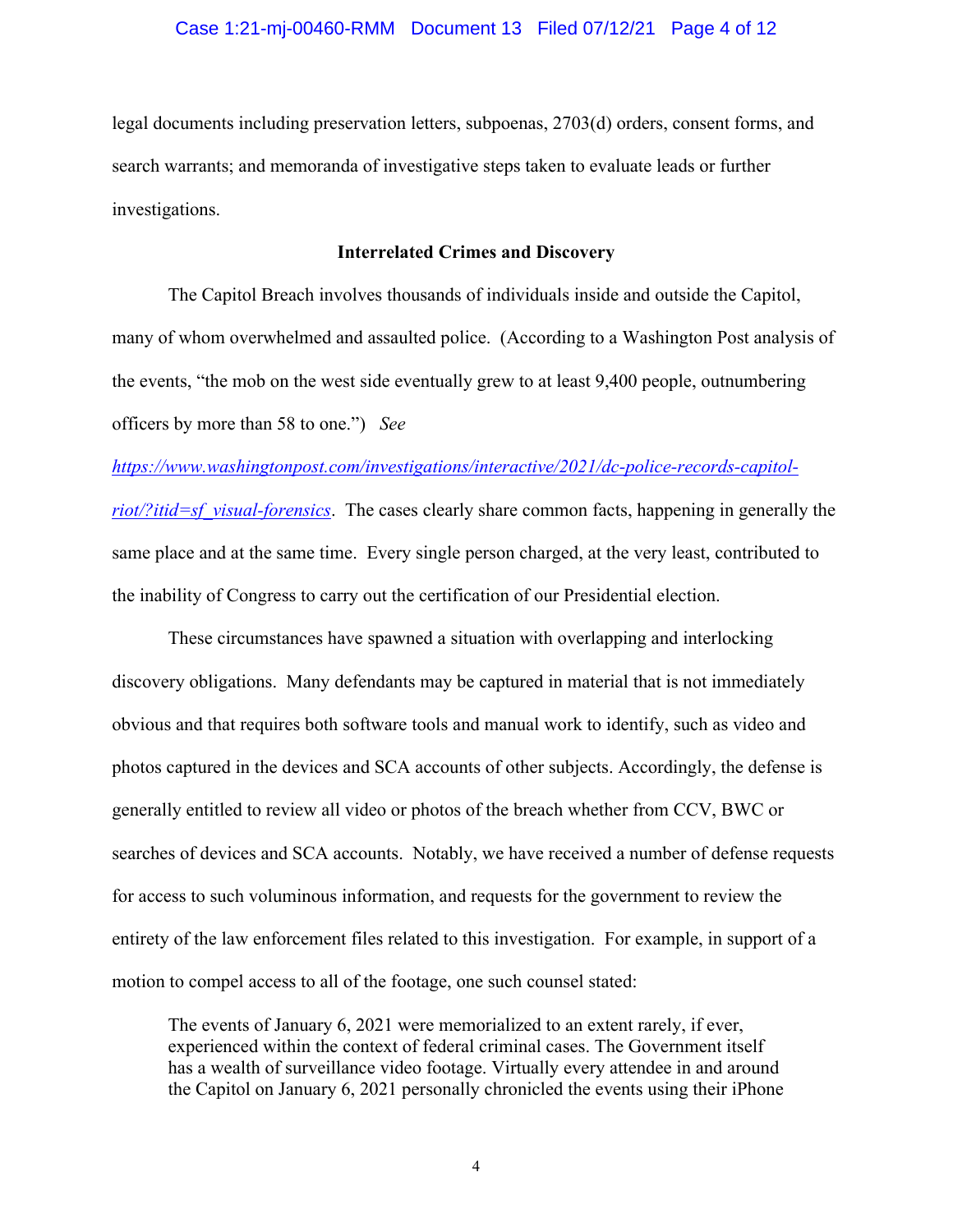legal documents including preservation letters, subpoenas, 2703(d) orders, consent forms, and search warrants; and memoranda of investigative steps taken to evaluate leads or further investigations.

**Interrelated Crimes and Discovery**

The Capitol Breach involves thousands of individuals inside and outside the Capitol, many of whom overwhelmed and assaulted police. (According to a Washington Post analysis of the events, "the mob on the west side eventually grew to at least 9,400 people, outnumbering officers by more than 58 to one.") *See* https://www.washingtonpost.com/investigations/interactive/2021/dc-police-records-capitol-riot/?itid=sf_visual-forensics. The cases clearly share common facts, happening in generally the same place and at the same time. Every single person charged, at the very least, contributed to the inability of Congress to carry out the certification of our Presidential election.

These circumstances have spawned a situation with overlapping and interlocking discovery obligations. Many defendants may be captured in material that is not immediately obvious and that requires both software tools and manual work to identify, such as video and photos captured in the devices and SCA accounts of other subjects. Accordingly, the defense is generally entitled to review all video or photos of the breach whether from CCV, BWC or searches of devices and SCA accounts. Notably, we have received a number of defense requests for access to such voluminous information, and requests for the government to review the entirety of the law enforcement files related to this investigation. For example, in support of a motion to compel access to all of the footage, one such counsel stated:

> The events of January 6, 2021 were memorialized to an extent rarely, if ever, experienced within the context of federal criminal cases. The Government itself has a wealth of surveillance video footage. Virtually every attendee in and around the Capitol on January 6, 2021 personally chronicled the events using their iPhone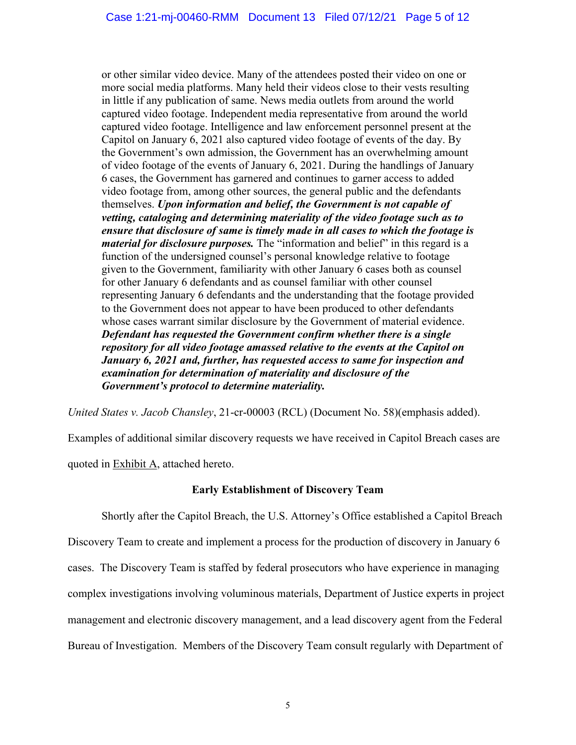> or other similar video device. Many of the attendees posted their video on one or more social media platforms. Many held their videos close to their vests resulting in little if any publication of same. News media outlets from around the world captured video footage. Independent media representative from around the world captured video footage. Intelligence and law enforcement personnel present at the Capitol on January 6, 2021 also captured video footage of events of the day. By the Government's own admission, the Government has an overwhelming amount of video footage of the events of January 6, 2021. During the handlings of January 6 cases, the Government has garnered and continues to garner access to added video footage from, among other sources, the general public and the defendants themselves. ***Upon information and belief, the Government is not capable of vetting, cataloging and determining materiality of the video footage such as to ensure that disclosure of same is timely made in all cases to which the footage is material for disclosure purposes.*** The "information and belief" in this regard is a function of the undersigned counsel's personal knowledge relative to footage given to the Government, familiarity with other January 6 cases both as counsel for other January 6 defendants and as counsel familiar with other counsel representing January 6 defendants and the understanding that the footage provided to the Government does not appear to have been produced to other defendants whose cases warrant similar disclosure by the Government of material evidence. ***Defendant has requested the Government confirm whether there is a single repository for all video footage amassed relative to the events at the Capitol on January 6, 2021 and, further, has requested access to same for inspection and examination for determination of materiality and disclosure of the Government's protocol to determine materiality.***

*United States v. Jacob Chansley*, 21-cr-00003 (RCL) (Document No. 58)(emphasis added).

Examples of additional similar discovery requests we have received in Capitol Breach cases are quoted in Exhibit A, attached hereto.

**Early Establishment of Discovery Team**

Shortly after the Capitol Breach, the U.S. Attorney's Office established a Capitol Breach Discovery Team to create and implement a process for the production of discovery in January 6 cases. The Discovery Team is staffed by federal prosecutors who have experience in managing complex investigations involving voluminous materials, Department of Justice experts in project management and electronic discovery management, and a lead discovery agent from the Federal Bureau of Investigation. Members of the Discovery Team consult regularly with Department of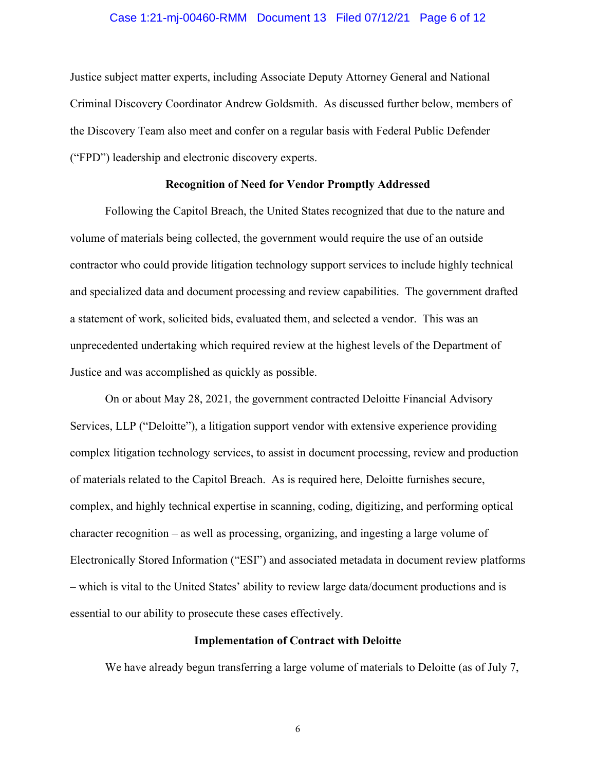Justice subject matter experts, including Associate Deputy Attorney General and National Criminal Discovery Coordinator Andrew Goldsmith. As discussed further below, members of the Discovery Team also meet and confer on a regular basis with Federal Public Defender ("FPD") leadership and electronic discovery experts.

**Recognition of Need for Vendor Promptly Addressed**

Following the Capitol Breach, the United States recognized that due to the nature and volume of materials being collected, the government would require the use of an outside contractor who could provide litigation technology support services to include highly technical and specialized data and document processing and review capabilities. The government drafted a statement of work, solicited bids, evaluated them, and selected a vendor. This was an unprecedented undertaking which required review at the highest levels of the Department of Justice and was accomplished as quickly as possible.

On or about May 28, 2021, the government contracted Deloitte Financial Advisory Services, LLP ("Deloitte"), a litigation support vendor with extensive experience providing complex litigation technology services, to assist in document processing, review and production of materials related to the Capitol Breach. As is required here, Deloitte furnishes secure, complex, and highly technical expertise in scanning, coding, digitizing, and performing optical character recognition – as well as processing, organizing, and ingesting a large volume of Electronically Stored Information ("ESI") and associated metadata in document review platforms – which is vital to the United States' ability to review large data/document productions and is essential to our ability to prosecute these cases effectively.

**Implementation of Contract with Deloitte**

We have already begun transferring a large volume of materials to Deloitte (as of July 7,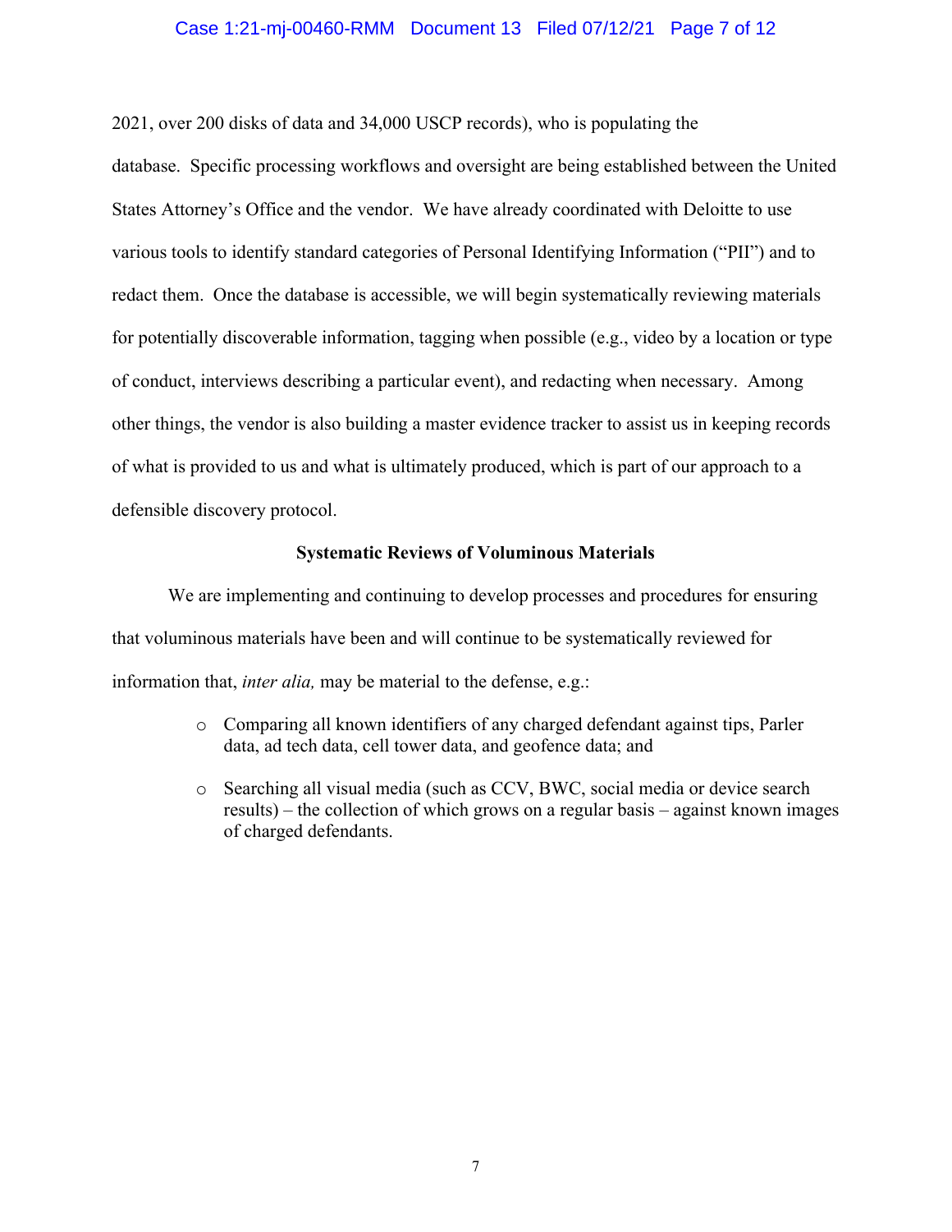2021, over 200 disks of data and 34,000 USCP records), who is populating the database. Specific processing workflows and oversight are being established between the United States Attorney's Office and the vendor. We have already coordinated with Deloitte to use various tools to identify standard categories of Personal Identifying Information ("PII") and to redact them. Once the database is accessible, we will begin systematically reviewing materials for potentially discoverable information, tagging when possible (e.g., video by a location or type of conduct, interviews describing a particular event), and redacting when necessary. Among other things, the vendor is also building a master evidence tracker to assist us in keeping records of what is provided to us and what is ultimately produced, which is part of our approach to a defensible discovery protocol.

**Systematic Reviews of Voluminous Materials**

We are implementing and continuing to develop processes and procedures for ensuring that voluminous materials have been and will continue to be systematically reviewed for information that, *inter alia,* may be material to the defense, e.g.:

- Comparing all known identifiers of any charged defendant against tips, Parler data, ad tech data, cell tower data, and geofence data; and
- Searching all visual media (such as CCV, BWC, social media or device search results) – the collection of which grows on a regular basis – against known images of charged defendants.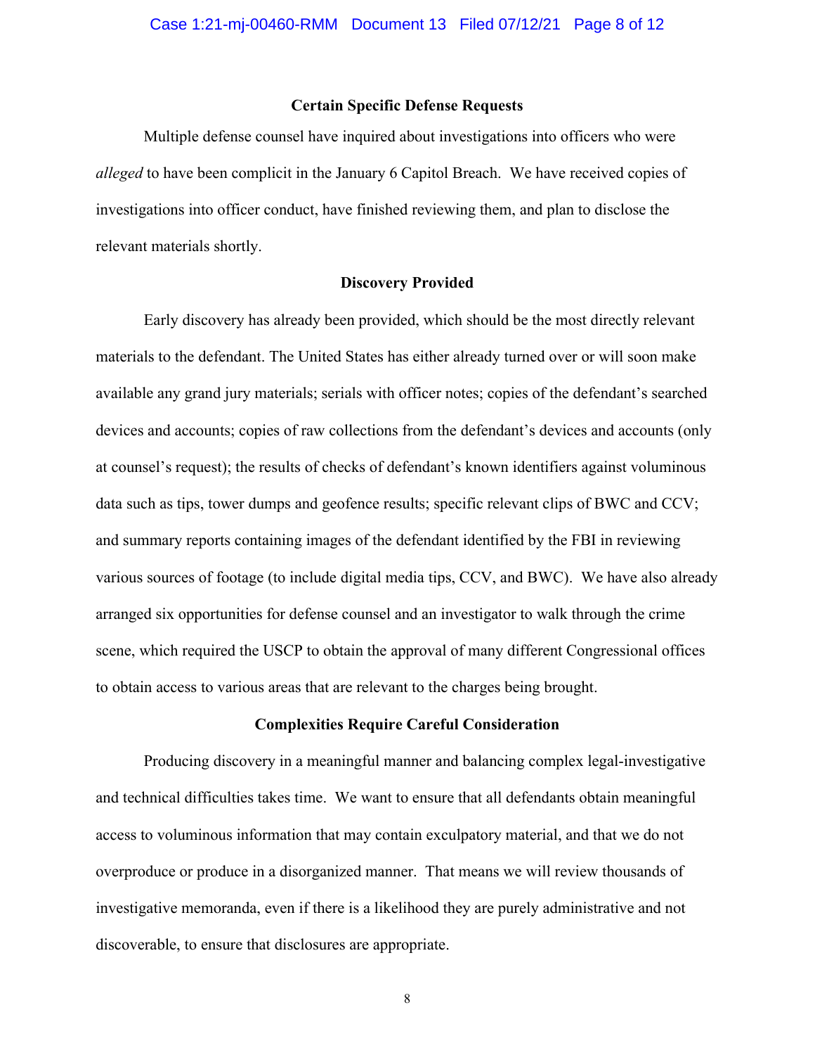**Certain Specific Defense Requests**

Multiple defense counsel have inquired about investigations into officers who were *alleged* to have been complicit in the January 6 Capitol Breach. We have received copies of investigations into officer conduct, have finished reviewing them, and plan to disclose the relevant materials shortly.

**Discovery Provided**

Early discovery has already been provided, which should be the most directly relevant materials to the defendant. The United States has either already turned over or will soon make available any grand jury materials; serials with officer notes; copies of the defendant's searched devices and accounts; copies of raw collections from the defendant's devices and accounts (only at counsel's request); the results of checks of defendant's known identifiers against voluminous data such as tips, tower dumps and geofence results; specific relevant clips of BWC and CCV; and summary reports containing images of the defendant identified by the FBI in reviewing various sources of footage (to include digital media tips, CCV, and BWC). We have also already arranged six opportunities for defense counsel and an investigator to walk through the crime scene, which required the USCP to obtain the approval of many different Congressional offices to obtain access to various areas that are relevant to the charges being brought.

**Complexities Require Careful Consideration**

Producing discovery in a meaningful manner and balancing complex legal-investigative and technical difficulties takes time. We want to ensure that all defendants obtain meaningful access to voluminous information that may contain exculpatory material, and that we do not overproduce or produce in a disorganized manner. That means we will review thousands of investigative memoranda, even if there is a likelihood they are purely administrative and not discoverable, to ensure that disclosures are appropriate.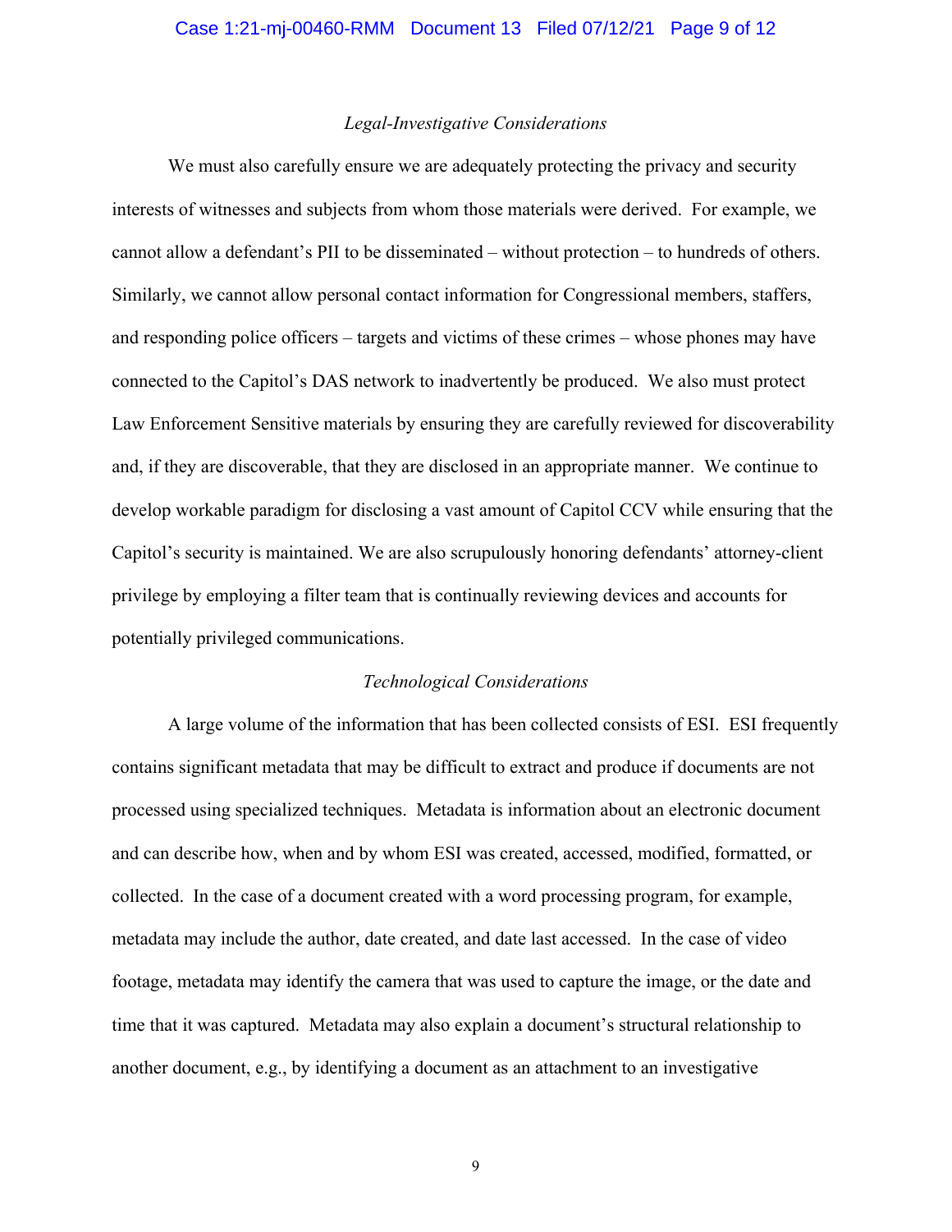*Legal-Investigative Considerations*

We must also carefully ensure we are adequately protecting the privacy and security interests of witnesses and subjects from whom those materials were derived. For example, we cannot allow a defendant's PII to be disseminated – without protection – to hundreds of others. Similarly, we cannot allow personal contact information for Congressional members, staffers, and responding police officers – targets and victims of these crimes – whose phones may have connected to the Capitol's DAS network to inadvertently be produced. We also must protect Law Enforcement Sensitive materials by ensuring they are carefully reviewed for discoverability and, if they are discoverable, that they are disclosed in an appropriate manner. We continue to develop workable paradigm for disclosing a vast amount of Capitol CCV while ensuring that the Capitol's security is maintained. We are also scrupulously honoring defendants' attorney-client privilege by employing a filter team that is continually reviewing devices and accounts for potentially privileged communications.

*Technological Considerations*

A large volume of the information that has been collected consists of ESI. ESI frequently contains significant metadata that may be difficult to extract and produce if documents are not processed using specialized techniques. Metadata is information about an electronic document and can describe how, when and by whom ESI was created, accessed, modified, formatted, or collected. In the case of a document created with a word processing program, for example, metadata may include the author, date created, and date last accessed. In the case of video footage, metadata may identify the camera that was used to capture the image, or the date and time that it was captured. Metadata may also explain a document's structural relationship to another document, e.g., by identifying a document as an attachment to an investigative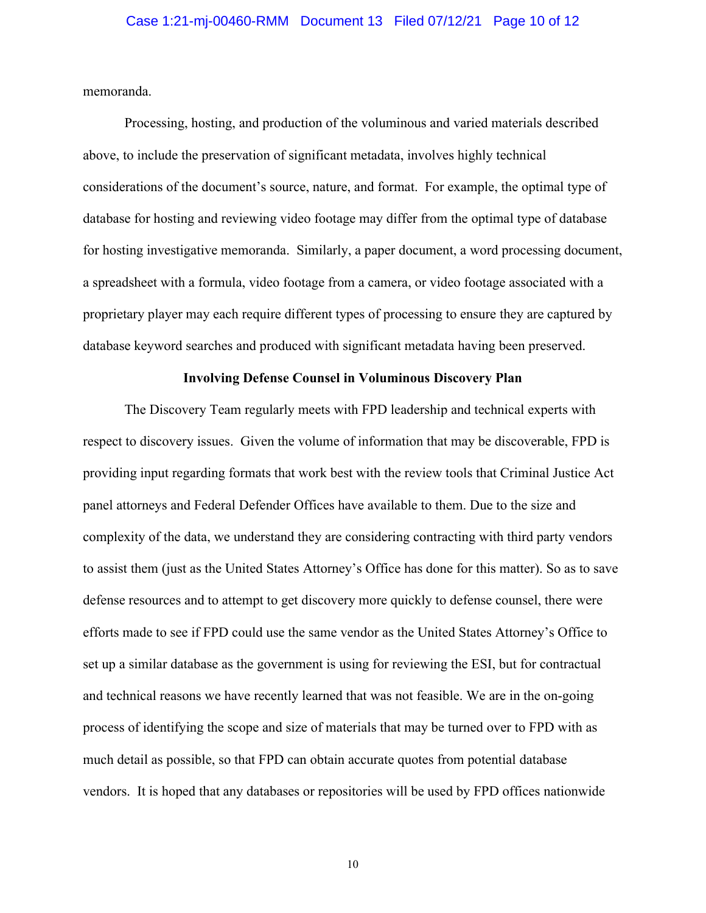memoranda.

Processing, hosting, and production of the voluminous and varied materials described above, to include the preservation of significant metadata, involves highly technical considerations of the document's source, nature, and format. For example, the optimal type of database for hosting and reviewing video footage may differ from the optimal type of database for hosting investigative memoranda. Similarly, a paper document, a word processing document, a spreadsheet with a formula, video footage from a camera, or video footage associated with a proprietary player may each require different types of processing to ensure they are captured by database keyword searches and produced with significant metadata having been preserved.

**Involving Defense Counsel in Voluminous Discovery Plan**

The Discovery Team regularly meets with FPD leadership and technical experts with respect to discovery issues. Given the volume of information that may be discoverable, FPD is providing input regarding formats that work best with the review tools that Criminal Justice Act panel attorneys and Federal Defender Offices have available to them. Due to the size and complexity of the data, we understand they are considering contracting with third party vendors to assist them (just as the United States Attorney's Office has done for this matter). So as to save defense resources and to attempt to get discovery more quickly to defense counsel, there were efforts made to see if FPD could use the same vendor as the United States Attorney's Office to set up a similar database as the government is using for reviewing the ESI, but for contractual and technical reasons we have recently learned that was not feasible. We are in the on-going process of identifying the scope and size of materials that may be turned over to FPD with as much detail as possible, so that FPD can obtain accurate quotes from potential database vendors. It is hoped that any databases or repositories will be used by FPD offices nationwide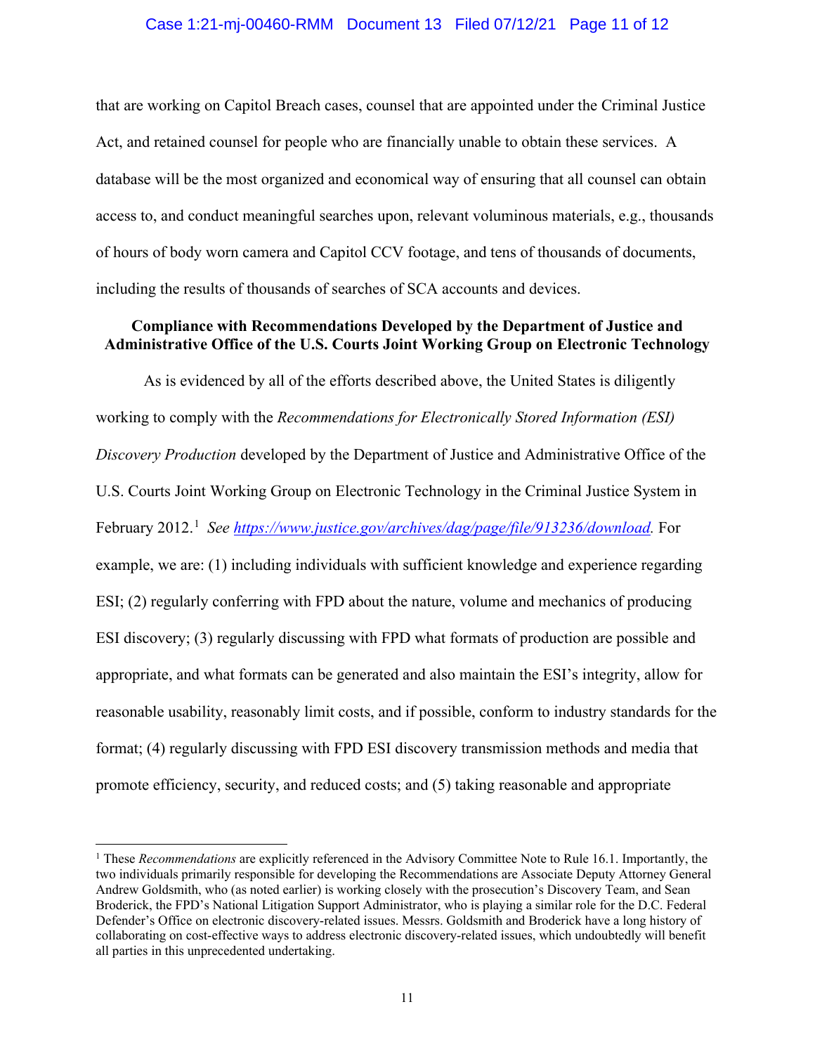that are working on Capitol Breach cases, counsel that are appointed under the Criminal Justice Act, and retained counsel for people who are financially unable to obtain these services. A database will be the most organized and economical way of ensuring that all counsel can obtain access to, and conduct meaningful searches upon, relevant voluminous materials, e.g., thousands of hours of body worn camera and Capitol CCV footage, and tens of thousands of documents, including the results of thousands of searches of SCA accounts and devices.

**Compliance with Recommendations Developed by the Department of Justice and Administrative Office of the U.S. Courts Joint Working Group on Electronic Technology**

As is evidenced by all of the efforts described above, the United States is diligently working to comply with the *Recommendations for Electronically Stored Information (ESI) Discovery Production* developed by the Department of Justice and Administrative Office of the U.S. Courts Joint Working Group on Electronic Technology in the Criminal Justice System in February 2012.[1] *See* https://www.justice.gov/archives/dag/page/file/913236/download. For example, we are: (1) including individuals with sufficient knowledge and experience regarding ESI; (2) regularly conferring with FPD about the nature, volume and mechanics of producing ESI discovery; (3) regularly discussing with FPD what formats of production are possible and appropriate, and what formats can be generated and also maintain the ESI's integrity, allow for reasonable usability, reasonably limit costs, and if possible, conform to industry standards for the format; (4) regularly discussing with FPD ESI discovery transmission methods and media that promote efficiency, security, and reduced costs; and (5) taking reasonable and appropriate

---

[1] These *Recommendations* are explicitly referenced in the Advisory Committee Note to Rule 16.1. Importantly, the two individuals primarily responsible for developing the Recommendations are Associate Deputy Attorney General Andrew Goldsmith, who (as noted earlier) is working closely with the prosecution's Discovery Team, and Sean Broderick, the FPD's National Litigation Support Administrator, who is playing a similar role for the D.C. Federal Defender's Office on electronic discovery-related issues. Messrs. Goldsmith and Broderick have a long history of collaborating on cost-effective ways to address electronic discovery-related issues, which undoubtedly will benefit all parties in this unprecedented undertaking.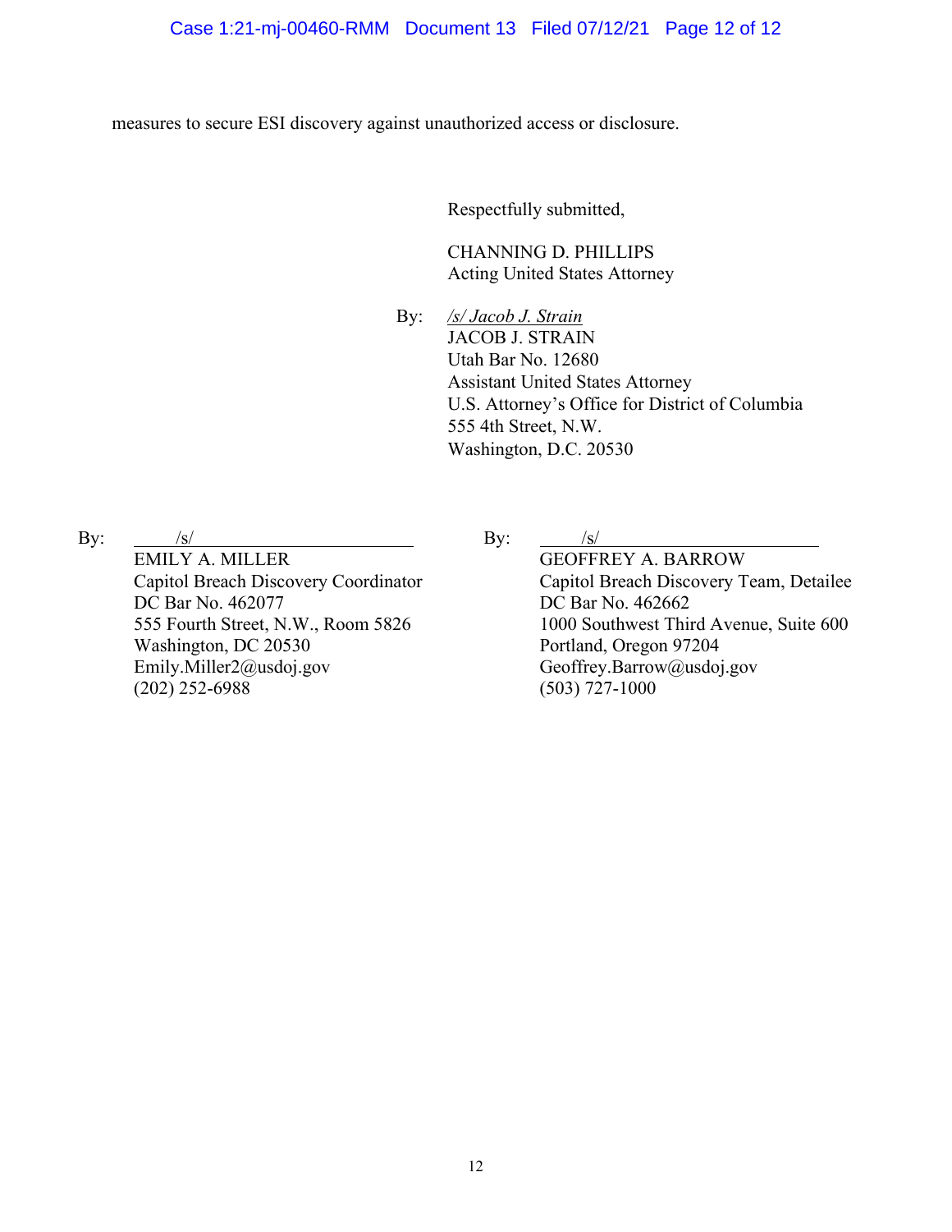measures to secure ESI discovery against unauthorized access or disclosure.

Respectfully submitted,

CHANNING D. PHILLIPS
Acting United States Attorney

By: */s/ Jacob J. Strain*
JACOB J. STRAIN
Utah Bar No. 12680
Assistant United States Attorney
U.S. Attorney's Office for District of Columbia
555 4th Street, N.W.
Washington, D.C. 20530

By: /s/
EMILY A. MILLER
Capitol Breach Discovery Coordinator
DC Bar No. 462077
555 Fourth Street, N.W., Room 5826
Washington, DC 20530
Emily.Miller2@usdoj.gov
(202) 252-6988

By: /s/
GEOFFREY A. BARROW
Capitol Breach Discovery Team, Detailee
DC Bar No. 462662
1000 Southwest Third Avenue, Suite 600
Portland, Oregon 97204
Geoffrey.Barrow@usdoj.gov
(503) 727-1000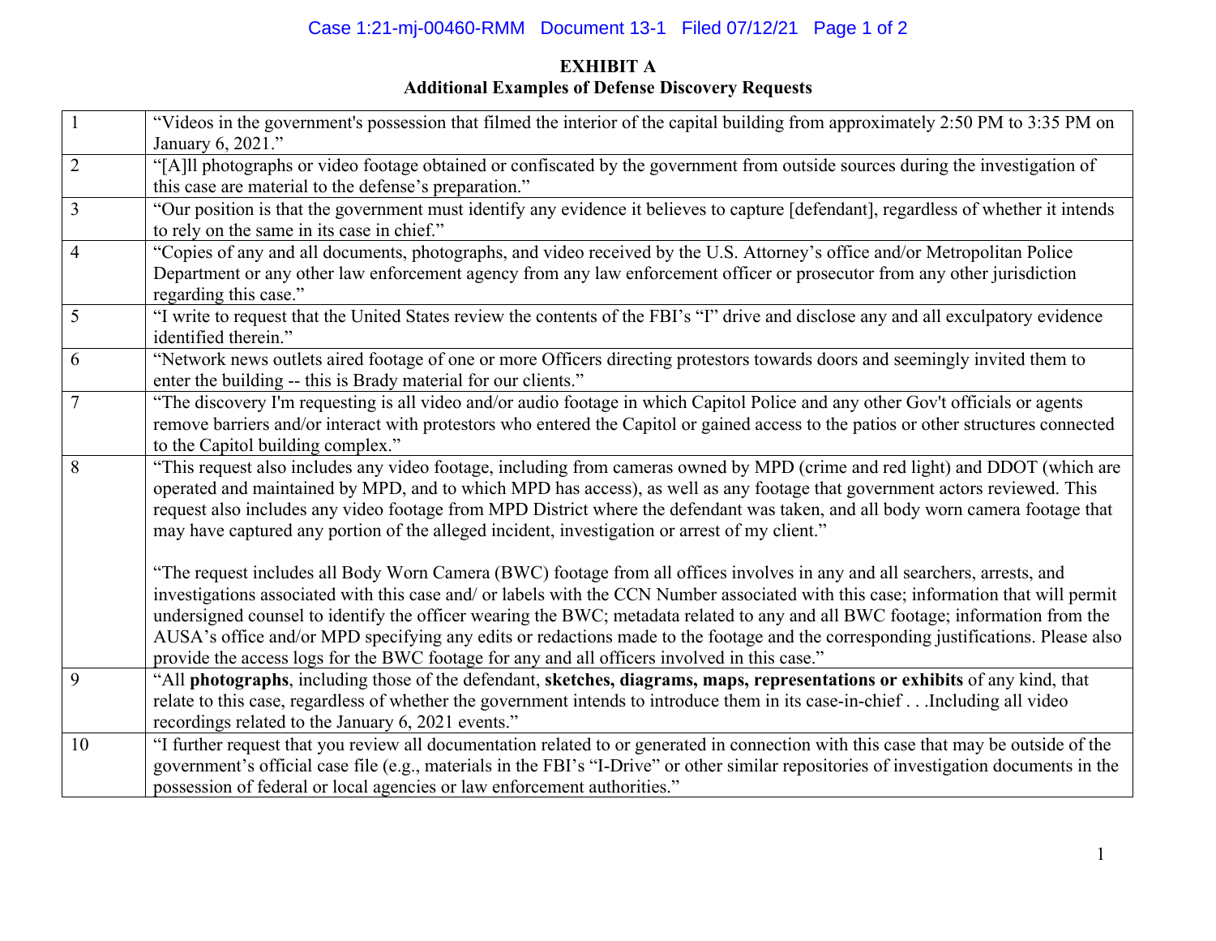**EXHIBIT A**
**Additional Examples of Defense Discovery Requests**

| | |
|---|---|
| 1 | "Videos in the government's possession that filmed the interior of the capital building from approximately 2:50 PM to 3:35 PM on January 6, 2021." |
| 2 | "[A]ll photographs or video footage obtained or confiscated by the government from outside sources during the investigation of this case are material to the defense's preparation." |
| 3 | "Our position is that the government must identify any evidence it believes to capture [defendant], regardless of whether it intends to rely on the same in its case in chief." |
| 4 | "Copies of any and all documents, photographs, and video received by the U.S. Attorney's office and/or Metropolitan Police Department or any other law enforcement agency from any law enforcement officer or prosecutor from any other jurisdiction regarding this case." |
| 5 | "I write to request that the United States review the contents of the FBI's "I" drive and disclose any and all exculpatory evidence identified therein." |
| 6 | "Network news outlets aired footage of one or more Officers directing protestors towards doors and seemingly invited them to enter the building -- this is Brady material for our clients." |
| 7 | "The discovery I'm requesting is all video and/or audio footage in which Capitol Police and any other Gov't officials or agents remove barriers and/or interact with protestors who entered the Capitol or gained access to the patios or other structures connected to the Capitol building complex." |
| 8 | "This request also includes any video footage, including from cameras owned by MPD (crime and red light) and DDOT (which are operated and maintained by MPD, and to which MPD has access), as well as any footage that government actors reviewed. This request also includes any video footage from MPD District where the defendant was taken, and all body worn camera footage that may have captured any portion of the alleged incident, investigation or arrest of my client."<br><br>"The request includes all Body Worn Camera (BWC) footage from all offices involves in any and all searchers, arrests, and investigations associated with this case and/ or labels with the CCN Number associated with this case; information that will permit undersigned counsel to identify the officer wearing the BWC; metadata related to any and all BWC footage; information from the AUSA's office and/or MPD specifying any edits or redactions made to the footage and the corresponding justifications. Please also provide the access logs for the BWC footage for any and all officers involved in this case." |
| 9 | "All **photographs**, including those of the defendant, **sketches, diagrams, maps, representations or exhibits** of any kind, that relate to this case, regardless of whether the government intends to introduce them in its case-in-chief . . .Including all video recordings related to the January 6, 2021 events." |
| 10 | "I further request that you review all documentation related to or generated in connection with this case that may be outside of the government's official case file (e.g., materials in the FBI's "I-Drive" or other similar repositories of investigation documents in the possession of federal or local agencies or law enforcement authorities." |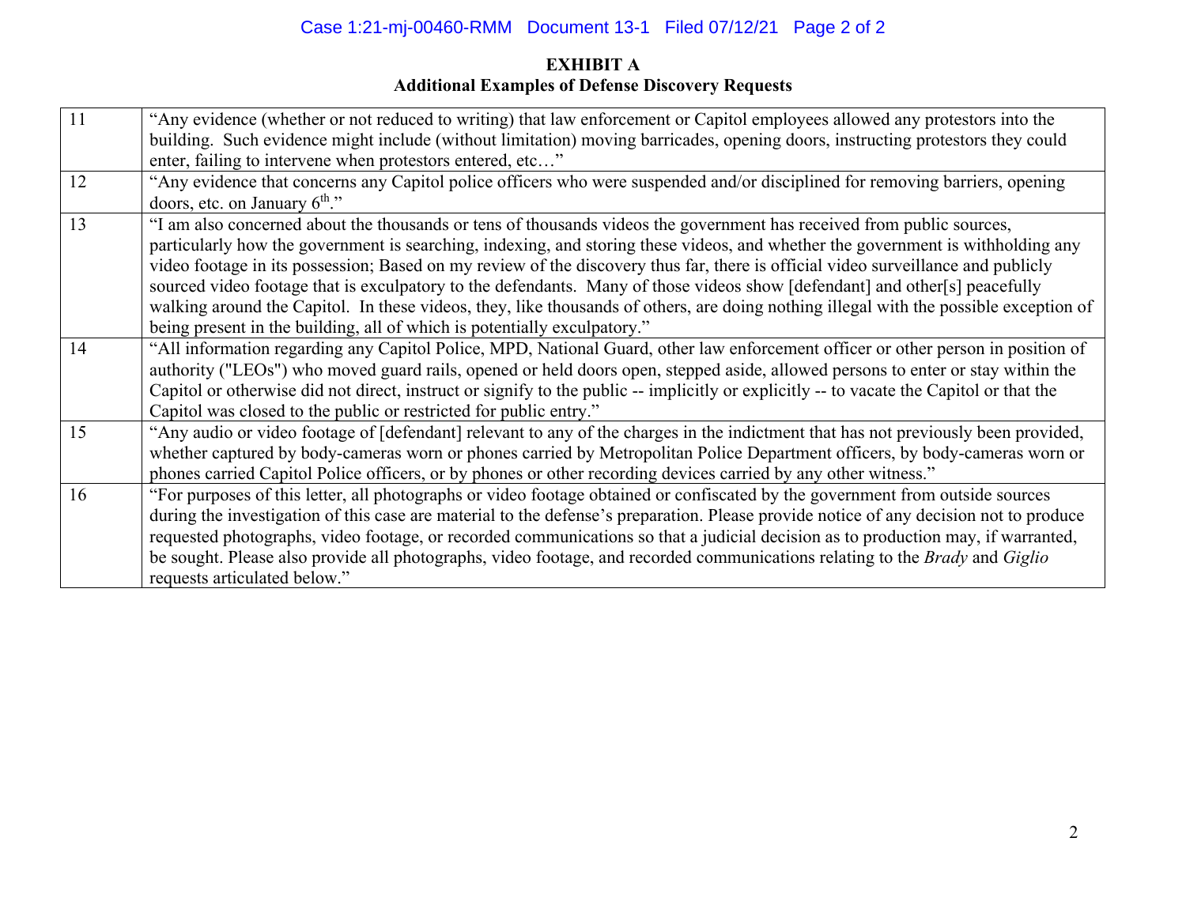**EXHIBIT A**
**Additional Examples of Defense Discovery Requests**

| | |
|---|---|
| 11 | "Any evidence (whether or not reduced to writing) that law enforcement or Capitol employees allowed any protestors into the building. Such evidence might include (without limitation) moving barricades, opening doors, instructing protestors they could enter, failing to intervene when protestors entered, etc…" |
| 12 | "Any evidence that concerns any Capitol police officers who were suspended and/or disciplined for removing barriers, opening doors, etc. on January 6th." |
| 13 | "I am also concerned about the thousands or tens of thousands videos the government has received from public sources, particularly how the government is searching, indexing, and storing these videos, and whether the government is withholding any video footage in its possession; Based on my review of the discovery thus far, there is official video surveillance and publicly sourced video footage that is exculpatory to the defendants. Many of those videos show [defendant] and other[s] peacefully walking around the Capitol. In these videos, they, like thousands of others, are doing nothing illegal with the possible exception of being present in the building, all of which is potentially exculpatory." |
| 14 | "All information regarding any Capitol Police, MPD, National Guard, other law enforcement officer or other person in position of authority ("LEOs") who moved guard rails, opened or held doors open, stepped aside, allowed persons to enter or stay within the Capitol or otherwise did not direct, instruct or signify to the public -- implicitly or explicitly -- to vacate the Capitol or that the Capitol was closed to the public or restricted for public entry." |
| 15 | "Any audio or video footage of [defendant] relevant to any of the charges in the indictment that has not previously been provided, whether captured by body-cameras worn or phones carried by Metropolitan Police Department officers, by body-cameras worn or phones carried Capitol Police officers, or by phones or other recording devices carried by any other witness." |
| 16 | "For purposes of this letter, all photographs or video footage obtained or confiscated by the government from outside sources during the investigation of this case are material to the defense's preparation. Please provide notice of any decision not to produce requested photographs, video footage, or recorded communications so that a judicial decision as to production may, if warranted, be sought. Please also provide all photographs, video footage, and recorded communications relating to the *Brady* and *Giglio* requests articulated below." |